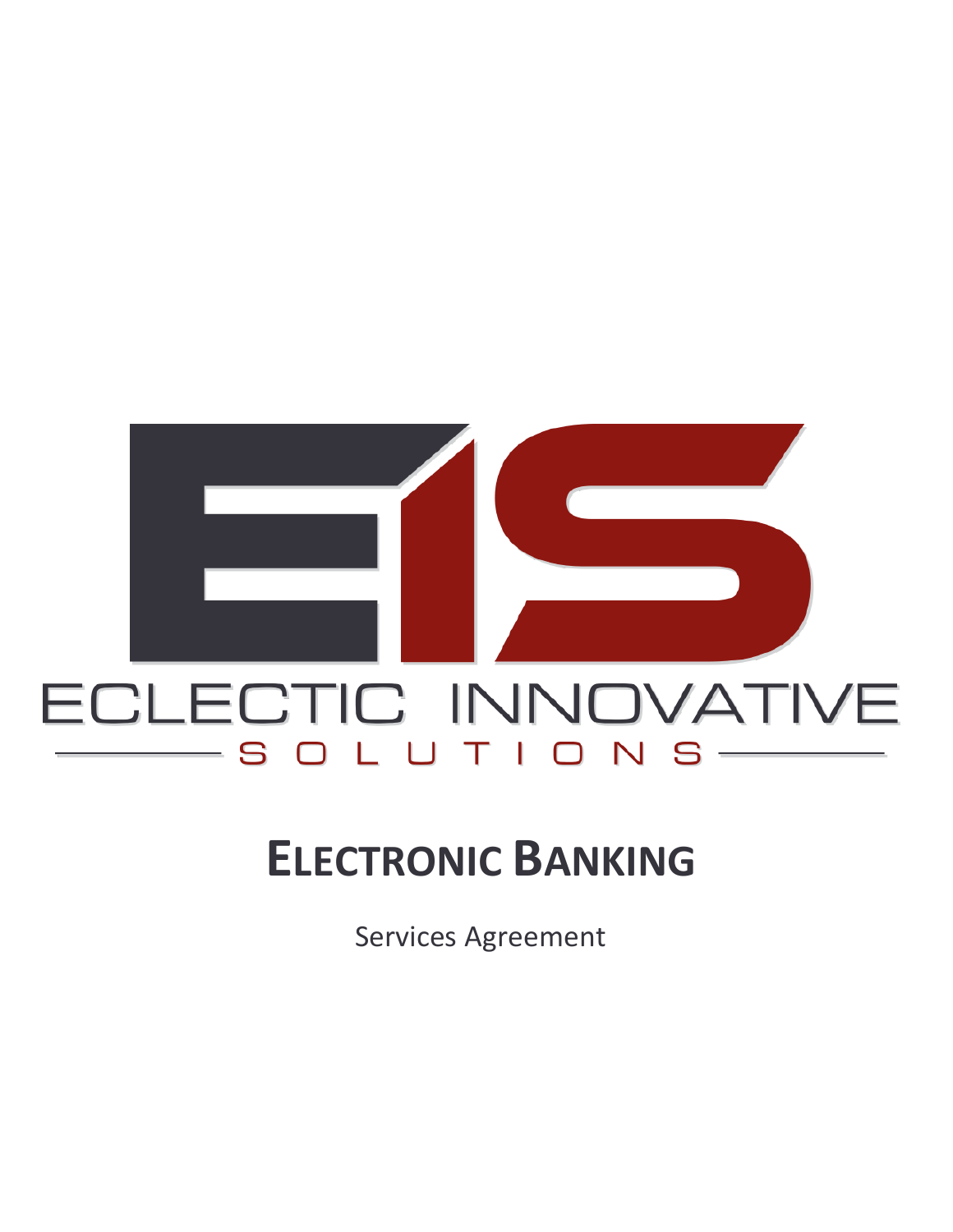ECLECTIC INNOVATIVE

SOLUTIONS

# ELECTRONIC BANKING

Services Agreement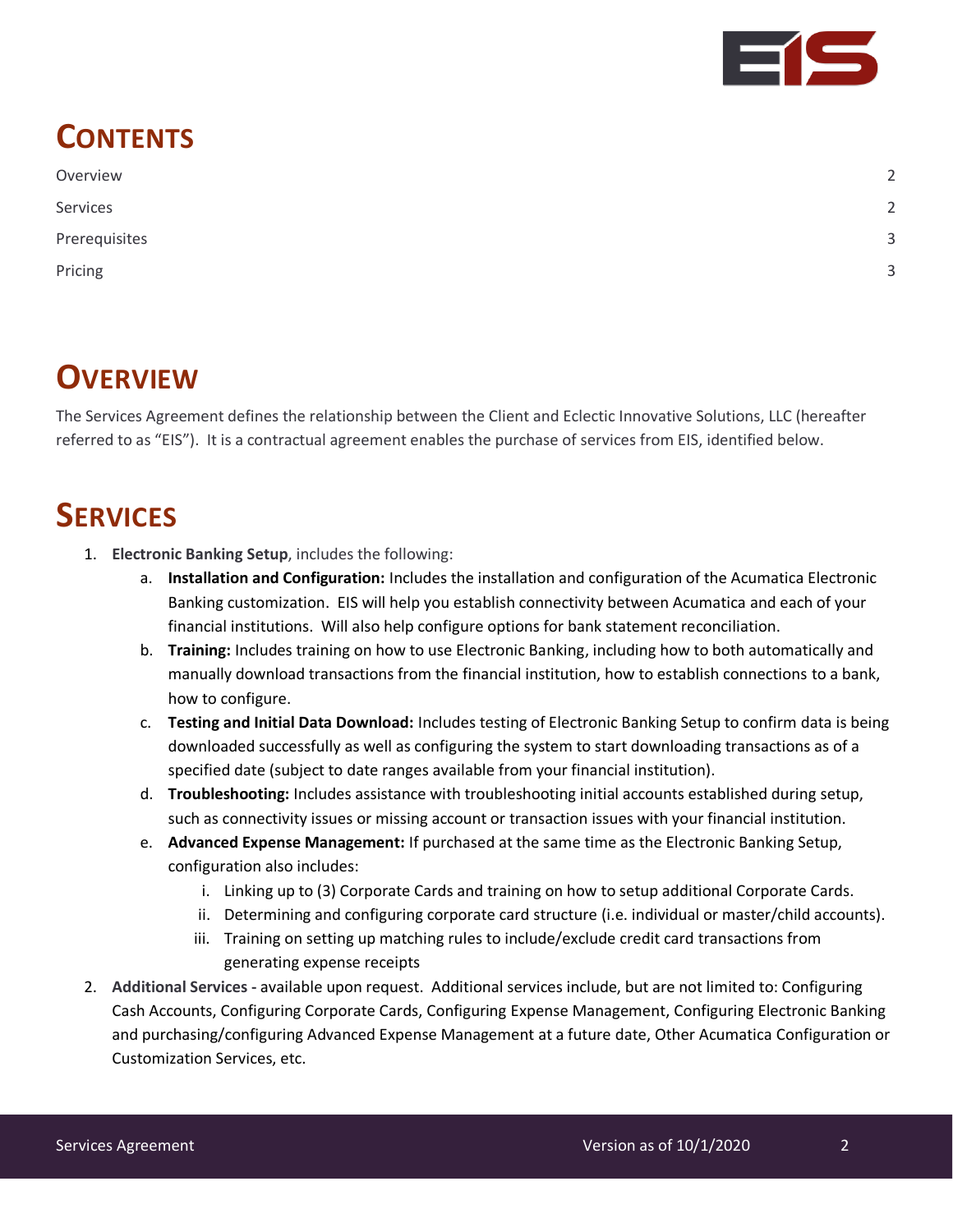# Contents

| | |
|---|---|
| Overview | 2 |
| Services | 2 |
| Prerequisites | 3 |
| Pricing | 3 |

# Overview

The Services Agreement defines the relationship between the Client and Eclectic Innovative Solutions, LLC (hereafter referred to as "EIS"). It is a contractual agreement enables the purchase of services from EIS, identified below.

# Services

1. **Electronic Banking Setup**, includes the following:
   a. **Installation and Configuration:** Includes the installation and configuration of the Acumatica Electronic Banking customization. EIS will help you establish connectivity between Acumatica and each of your financial institutions. Will also help configure options for bank statement reconciliation.
   b. **Training:** Includes training on how to use Electronic Banking, including how to both automatically and manually download transactions from the financial institution, how to establish connections to a bank, how to configure.
   c. **Testing and Initial Data Download:** Includes testing of Electronic Banking Setup to confirm data is being downloaded successfully as well as configuring the system to start downloading transactions as of a specified date (subject to date ranges available from your financial institution).
   d. **Troubleshooting:** Includes assistance with troubleshooting initial accounts established during setup, such as connectivity issues or missing account or transaction issues with your financial institution.
   e. **Advanced Expense Management:** If purchased at the same time as the Electronic Banking Setup, configuration also includes:
      i. Linking up to (3) Corporate Cards and training on how to setup additional Corporate Cards.
      ii. Determining and configuring corporate card structure (i.e. individual or master/child accounts).
      iii. Training on setting up matching rules to include/exclude credit card transactions from generating expense receipts
2. **Additional Services** - available upon request. Additional services include, but are not limited to: Configuring Cash Accounts, Configuring Corporate Cards, Configuring Expense Management, Configuring Electronic Banking and purchasing/configuring Advanced Expense Management at a future date, Other Acumatica Configuration or Customization Services, etc.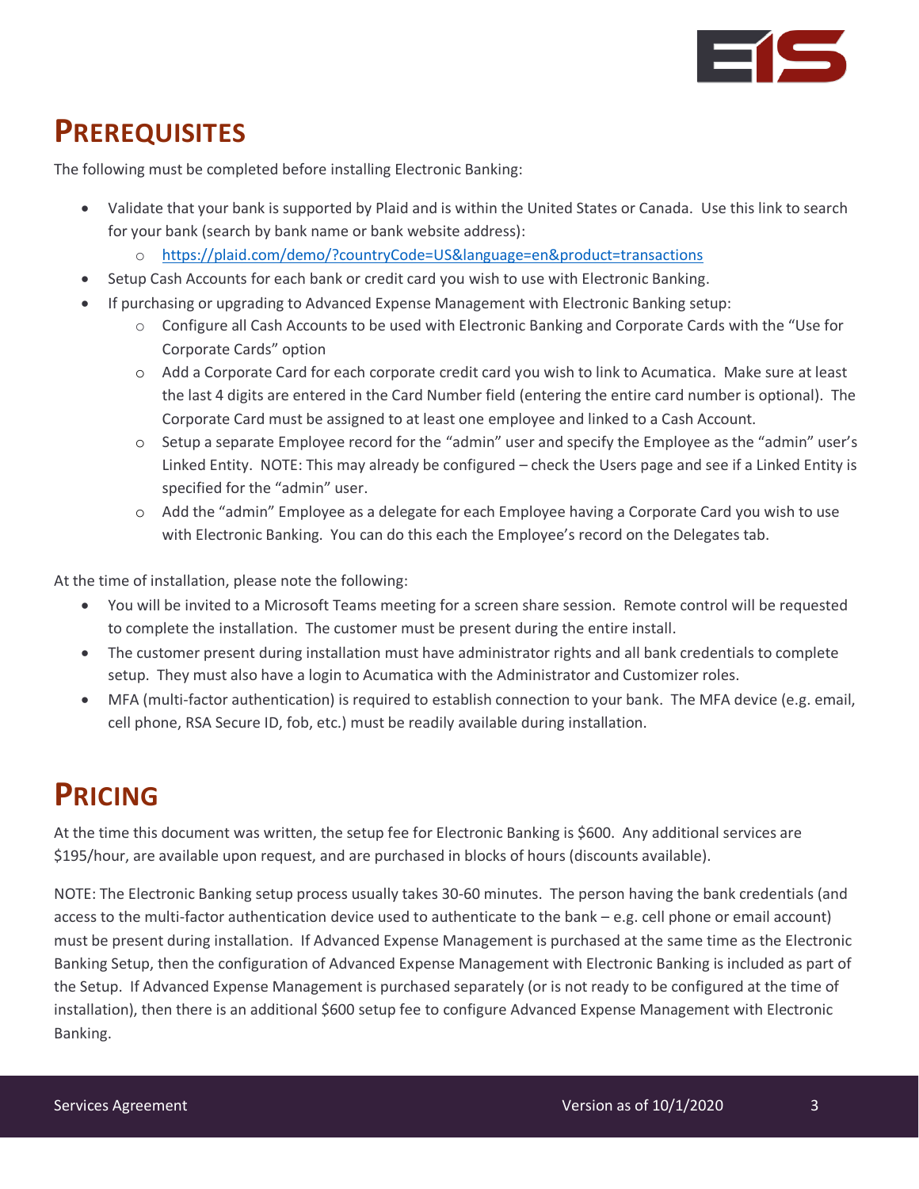# Prerequisites

The following must be completed before installing Electronic Banking:

- Validate that your bank is supported by Plaid and is within the United States or Canada. Use this link to search for your bank (search by bank name or bank website address):
  - https://plaid.com/demo/?countryCode=US&language=en&product=transactions
- Setup Cash Accounts for each bank or credit card you wish to use with Electronic Banking.
- If purchasing or upgrading to Advanced Expense Management with Electronic Banking setup:
  - Configure all Cash Accounts to be used with Electronic Banking and Corporate Cards with the "Use for Corporate Cards" option
  - Add a Corporate Card for each corporate credit card you wish to link to Acumatica. Make sure at least the last 4 digits are entered in the Card Number field (entering the entire card number is optional). The Corporate Card must be assigned to at least one employee and linked to a Cash Account.
  - Setup a separate Employee record for the "admin" user and specify the Employee as the "admin" user's Linked Entity. NOTE: This may already be configured – check the Users page and see if a Linked Entity is specified for the "admin" user.
  - Add the "admin" Employee as a delegate for each Employee having a Corporate Card you wish to use with Electronic Banking. You can do this each the Employee's record on the Delegates tab.

At the time of installation, please note the following:

- You will be invited to a Microsoft Teams meeting for a screen share session. Remote control will be requested to complete the installation. The customer must be present during the entire install.
- The customer present during installation must have administrator rights and all bank credentials to complete setup. They must also have a login to Acumatica with the Administrator and Customizer roles.
- MFA (multi-factor authentication) is required to establish connection to your bank. The MFA device (e.g. email, cell phone, RSA Secure ID, fob, etc.) must be readily available during installation.

# Pricing

At the time this document was written, the setup fee for Electronic Banking is $600. Any additional services are $195/hour, are available upon request, and are purchased in blocks of hours (discounts available).

NOTE: The Electronic Banking setup process usually takes 30-60 minutes. The person having the bank credentials (and access to the multi-factor authentication device used to authenticate to the bank – e.g. cell phone or email account) must be present during installation. If Advanced Expense Management is purchased at the same time as the Electronic Banking Setup, then the configuration of Advanced Expense Management with Electronic Banking is included as part of the Setup. If Advanced Expense Management is purchased separately (or is not ready to be configured at the time of installation), then there is an additional $600 setup fee to configure Advanced Expense Management with Electronic Banking.